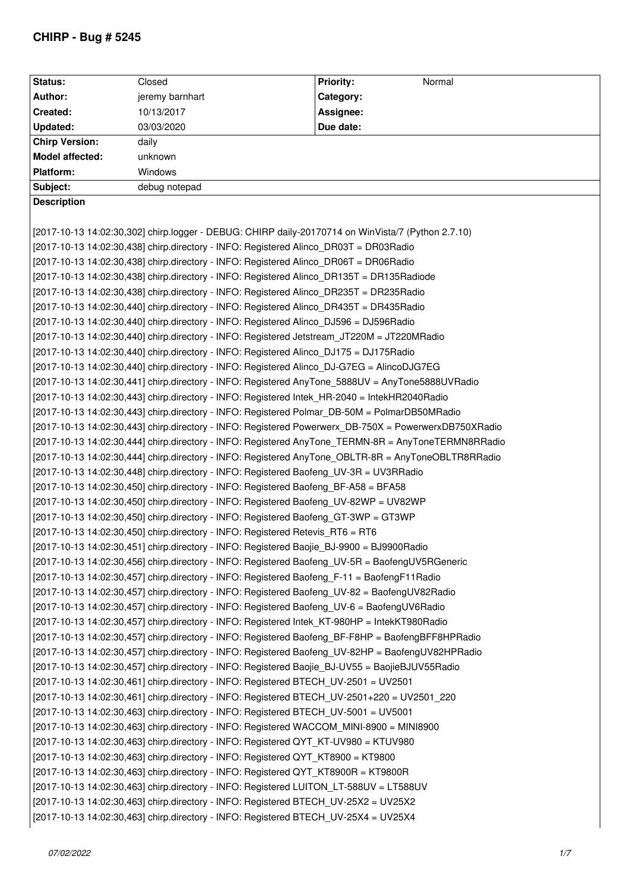# CHIRP - Bug # 5245

| Status: | Closed | Priority: | Normal |
|---|---|---|---|
| Author: | jeremy barnhart | Category: | |
| Created: | 10/13/2017 | Assignee: | |
| Updated: | 03/03/2020 | Due date: | |
| Chirp Version: | daily | | |
| Model affected: | unknown | | |
| Platform: | Windows | | |
| Subject: | debug notepad | | |

**Description**

```
[2017-10-13 14:02:30,302] chirp.logger - DEBUG: CHIRP daily-20170714 on WinVista/7 (Python 2.7.10)
[2017-10-13 14:02:30,438] chirp.directory - INFO: Registered Alinco_DR03T = DR03Radio
[2017-10-13 14:02:30,438] chirp.directory - INFO: Registered Alinco_DR06T = DR06Radio
[2017-10-13 14:02:30,438] chirp.directory - INFO: Registered Alinco_DR135T = DR135Radiode
[2017-10-13 14:02:30,438] chirp.directory - INFO: Registered Alinco_DR235T = DR235Radio
[2017-10-13 14:02:30,440] chirp.directory - INFO: Registered Alinco_DR435T = DR435Radio
[2017-10-13 14:02:30,440] chirp.directory - INFO: Registered Alinco_DJ596 = DJ596Radio
[2017-10-13 14:02:30,440] chirp.directory - INFO: Registered Jetstream_JT220M = JT220MRadio
[2017-10-13 14:02:30,440] chirp.directory - INFO: Registered Alinco_DJ175 = DJ175Radio
[2017-10-13 14:02:30,440] chirp.directory - INFO: Registered Alinco_DJ-G7EG = AlincoDJG7EG
[2017-10-13 14:02:30,441] chirp.directory - INFO: Registered AnyTone_5888UV = AnyTone5888UVRadio
[2017-10-13 14:02:30,443] chirp.directory - INFO: Registered Intek_HR-2040 = IntekHR2040Radio
[2017-10-13 14:02:30,443] chirp.directory - INFO: Registered Polmar_DB-50M = PolmarDB50MRadio
[2017-10-13 14:02:30,443] chirp.directory - INFO: Registered Powerwerx_DB-750X = PowerwerxDB750XRadio
[2017-10-13 14:02:30,444] chirp.directory - INFO: Registered AnyTone_TERMN-8R = AnyToneTERMN8RRadio
[2017-10-13 14:02:30,444] chirp.directory - INFO: Registered AnyTone_OBLTR-8R = AnyToneOBLTR8RRadio
[2017-10-13 14:02:30,448] chirp.directory - INFO: Registered Baofeng_UV-3R = UV3RRadio
[2017-10-13 14:02:30,450] chirp.directory - INFO: Registered Baofeng_BF-A58 = BFA58
[2017-10-13 14:02:30,450] chirp.directory - INFO: Registered Baofeng_UV-82WP = UV82WP
[2017-10-13 14:02:30,450] chirp.directory - INFO: Registered Baofeng_GT-3WP = GT3WP
[2017-10-13 14:02:30,450] chirp.directory - INFO: Registered Retevis_RT6 = RT6
[2017-10-13 14:02:30,451] chirp.directory - INFO: Registered Baojie_BJ-9900 = BJ9900Radio
[2017-10-13 14:02:30,456] chirp.directory - INFO: Registered Baofeng_UV-5R = BaofengUV5RGeneric
[2017-10-13 14:02:30,457] chirp.directory - INFO: Registered Baofeng_F-11 = BaofengF11Radio
[2017-10-13 14:02:30,457] chirp.directory - INFO: Registered Baofeng_UV-82 = BaofengUV82Radio
[2017-10-13 14:02:30,457] chirp.directory - INFO: Registered Baofeng_UV-6 = BaofengUV6Radio
[2017-10-13 14:02:30,457] chirp.directory - INFO: Registered Intek_KT-980HP = IntekKT980Radio
[2017-10-13 14:02:30,457] chirp.directory - INFO: Registered Baofeng_BF-F8HP = BaofengBFF8HPRadio
[2017-10-13 14:02:30,457] chirp.directory - INFO: Registered Baofeng_UV-82HP = BaofengUV82HPRadio
[2017-10-13 14:02:30,457] chirp.directory - INFO: Registered Baojie_BJ-UV55 = BaojieBJUV55Radio
[2017-10-13 14:02:30,461] chirp.directory - INFO: Registered BTECH_UV-2501 = UV2501
[2017-10-13 14:02:30,461] chirp.directory - INFO: Registered BTECH_UV-2501+220 = UV2501_220
[2017-10-13 14:02:30,463] chirp.directory - INFO: Registered BTECH_UV-5001 = UV5001
[2017-10-13 14:02:30,463] chirp.directory - INFO: Registered WACCOM_MINI-8900 = MINI8900
[2017-10-13 14:02:30,463] chirp.directory - INFO: Registered QYT_KT-UV980 = KTUV980
[2017-10-13 14:02:30,463] chirp.directory - INFO: Registered QYT_KT8900 = KT9800
[2017-10-13 14:02:30,463] chirp.directory - INFO: Registered QYT_KT8900R = KT9800R
[2017-10-13 14:02:30,463] chirp.directory - INFO: Registered LUITON_LT-588UV = LT588UV
[2017-10-13 14:02:30,463] chirp.directory - INFO: Registered BTECH_UV-25X2 = UV25X2
[2017-10-13 14:02:30,463] chirp.directory - INFO: Registered BTECH_UV-25X4 = UV25X4
```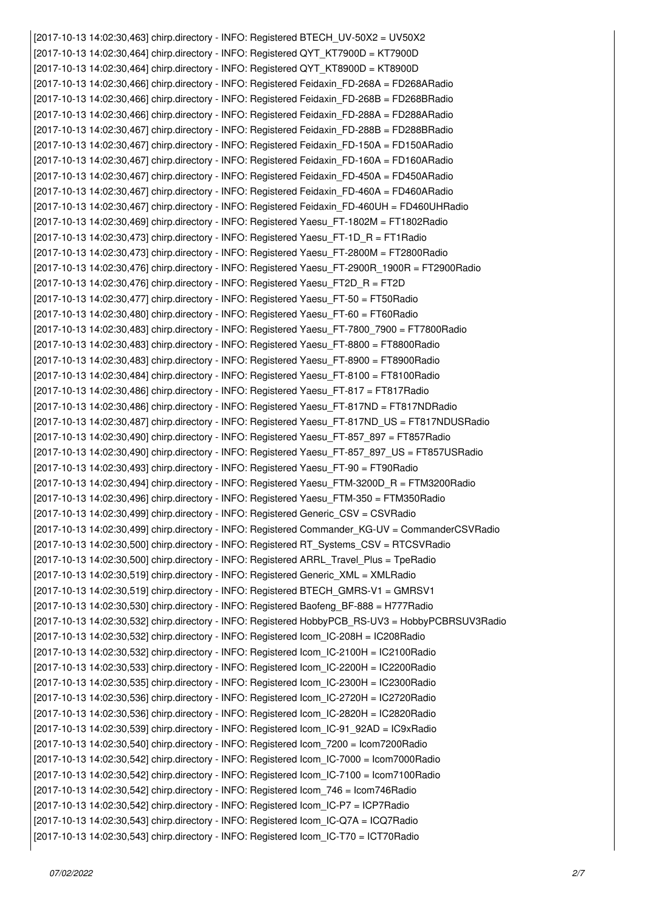```
[2017-10-13 14:02:30,463] chirp.directory - INFO: Registered BTECH_UV-50X2 = UV50X2
[2017-10-13 14:02:30,464] chirp.directory - INFO: Registered QYT_KT7900D = KT7900D
[2017-10-13 14:02:30,464] chirp.directory - INFO: Registered QYT_KT8900D = KT8900D
[2017-10-13 14:02:30,466] chirp.directory - INFO: Registered Feidaxin_FD-268A = FD268ARadio
[2017-10-13 14:02:30,466] chirp.directory - INFO: Registered Feidaxin_FD-268B = FD268BRadio
[2017-10-13 14:02:30,466] chirp.directory - INFO: Registered Feidaxin_FD-288A = FD288ARadio
[2017-10-13 14:02:30,467] chirp.directory - INFO: Registered Feidaxin_FD-288B = FD288BRadio
[2017-10-13 14:02:30,467] chirp.directory - INFO: Registered Feidaxin_FD-150A = FD150ARadio
[2017-10-13 14:02:30,467] chirp.directory - INFO: Registered Feidaxin_FD-160A = FD160ARadio
[2017-10-13 14:02:30,467] chirp.directory - INFO: Registered Feidaxin_FD-450A = FD450ARadio
[2017-10-13 14:02:30,467] chirp.directory - INFO: Registered Feidaxin_FD-460A = FD460ARadio
[2017-10-13 14:02:30,467] chirp.directory - INFO: Registered Feidaxin_FD-460UH = FD460UHRadio
[2017-10-13 14:02:30,469] chirp.directory - INFO: Registered Yaesu_FT-1802M = FT1802Radio
[2017-10-13 14:02:30,473] chirp.directory - INFO: Registered Yaesu_FT-1D_R = FT1Radio
[2017-10-13 14:02:30,473] chirp.directory - INFO: Registered Yaesu_FT-2800M = FT2800Radio
[2017-10-13 14:02:30,476] chirp.directory - INFO: Registered Yaesu_FT-2900R_1900R = FT2900Radio
[2017-10-13 14:02:30,476] chirp.directory - INFO: Registered Yaesu_FT2D_R = FT2D
[2017-10-13 14:02:30,477] chirp.directory - INFO: Registered Yaesu_FT-50 = FT50Radio
[2017-10-13 14:02:30,480] chirp.directory - INFO: Registered Yaesu_FT-60 = FT60Radio
[2017-10-13 14:02:30,483] chirp.directory - INFO: Registered Yaesu_FT-7800_7900 = FT7800Radio
[2017-10-13 14:02:30,483] chirp.directory - INFO: Registered Yaesu_FT-8800 = FT8800Radio
[2017-10-13 14:02:30,483] chirp.directory - INFO: Registered Yaesu_FT-8900 = FT8900Radio
[2017-10-13 14:02:30,484] chirp.directory - INFO: Registered Yaesu_FT-8100 = FT8100Radio
[2017-10-13 14:02:30,486] chirp.directory - INFO: Registered Yaesu_FT-817 = FT817Radio
[2017-10-13 14:02:30,486] chirp.directory - INFO: Registered Yaesu_FT-817ND = FT817NDRadio
[2017-10-13 14:02:30,487] chirp.directory - INFO: Registered Yaesu_FT-817ND_US = FT817NDUSRadio
[2017-10-13 14:02:30,490] chirp.directory - INFO: Registered Yaesu_FT-857_897 = FT857Radio
[2017-10-13 14:02:30,490] chirp.directory - INFO: Registered Yaesu_FT-857_897_US = FT857USRadio
[2017-10-13 14:02:30,493] chirp.directory - INFO: Registered Yaesu_FT-90 = FT90Radio
[2017-10-13 14:02:30,494] chirp.directory - INFO: Registered Yaesu_FTM-3200D_R = FTM3200Radio
[2017-10-13 14:02:30,496] chirp.directory - INFO: Registered Yaesu_FTM-350 = FTM350Radio
[2017-10-13 14:02:30,499] chirp.directory - INFO: Registered Generic_CSV = CSVRadio
[2017-10-13 14:02:30,499] chirp.directory - INFO: Registered Commander_KG-UV = CommanderCSVRadio
[2017-10-13 14:02:30,500] chirp.directory - INFO: Registered RT_Systems_CSV = RTCSVRadio
[2017-10-13 14:02:30,500] chirp.directory - INFO: Registered ARRL_Travel_Plus = TpeRadio
[2017-10-13 14:02:30,519] chirp.directory - INFO: Registered Generic_XML = XMLRadio
[2017-10-13 14:02:30,519] chirp.directory - INFO: Registered BTECH_GMRS-V1 = GMRSV1
[2017-10-13 14:02:30,530] chirp.directory - INFO: Registered Baofeng_BF-888 = H777Radio
[2017-10-13 14:02:30,532] chirp.directory - INFO: Registered HobbyPCB_RS-UV3 = HobbyPCBRSUV3Radio
[2017-10-13 14:02:30,532] chirp.directory - INFO: Registered Icom_IC-208H = IC208Radio
[2017-10-13 14:02:30,532] chirp.directory - INFO: Registered Icom_IC-2100H = IC2100Radio
[2017-10-13 14:02:30,533] chirp.directory - INFO: Registered Icom_IC-2200H = IC2200Radio
[2017-10-13 14:02:30,535] chirp.directory - INFO: Registered Icom_IC-2300H = IC2300Radio
[2017-10-13 14:02:30,536] chirp.directory - INFO: Registered Icom_IC-2720H = IC2720Radio
[2017-10-13 14:02:30,536] chirp.directory - INFO: Registered Icom_IC-2820H = IC2820Radio
[2017-10-13 14:02:30,539] chirp.directory - INFO: Registered Icom_IC-91_92AD = IC9xRadio
[2017-10-13 14:02:30,540] chirp.directory - INFO: Registered Icom_7200 = Icom7200Radio
[2017-10-13 14:02:30,542] chirp.directory - INFO: Registered Icom_IC-7000 = Icom7000Radio
[2017-10-13 14:02:30,542] chirp.directory - INFO: Registered Icom_IC-7100 = Icom7100Radio
[2017-10-13 14:02:30,542] chirp.directory - INFO: Registered Icom_746 = Icom746Radio
[2017-10-13 14:02:30,542] chirp.directory - INFO: Registered Icom_IC-P7 = ICP7Radio
[2017-10-13 14:02:30,543] chirp.directory - INFO: Registered Icom_IC-Q7A = ICQ7Radio
[2017-10-13 14:02:30,543] chirp.directory - INFO: Registered Icom_IC-T70 = ICT70Radio
```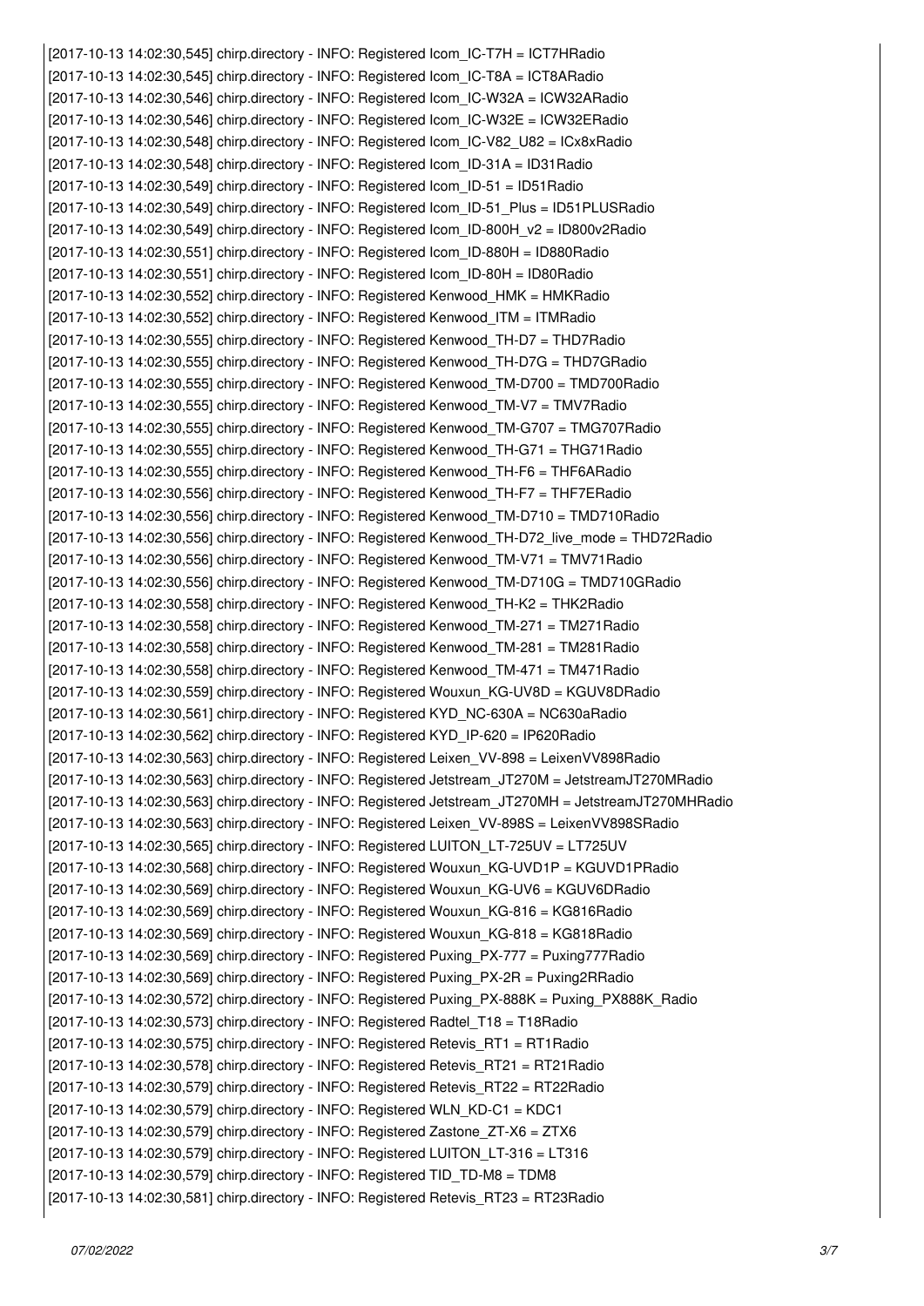```
[2017-10-13 14:02:30,545] chirp.directory - INFO: Registered Icom_IC-T7H = ICT7HRadio
[2017-10-13 14:02:30,545] chirp.directory - INFO: Registered Icom_IC-T8A = ICT8ARadio
[2017-10-13 14:02:30,546] chirp.directory - INFO: Registered Icom_IC-W32A = ICW32ARadio
[2017-10-13 14:02:30,546] chirp.directory - INFO: Registered Icom_IC-W32E = ICW32ERadio
[2017-10-13 14:02:30,548] chirp.directory - INFO: Registered Icom_IC-V82_U82 = ICx8xRadio
[2017-10-13 14:02:30,548] chirp.directory - INFO: Registered Icom_ID-31A = ID31Radio
[2017-10-13 14:02:30,549] chirp.directory - INFO: Registered Icom_ID-51 = ID51Radio
[2017-10-13 14:02:30,549] chirp.directory - INFO: Registered Icom_ID-51_Plus = ID51PLUSRadio
[2017-10-13 14:02:30,549] chirp.directory - INFO: Registered Icom_ID-800H_v2 = ID800v2Radio
[2017-10-13 14:02:30,551] chirp.directory - INFO: Registered Icom_ID-880H = ID880Radio
[2017-10-13 14:02:30,551] chirp.directory - INFO: Registered Icom_ID-80H = ID80Radio
[2017-10-13 14:02:30,552] chirp.directory - INFO: Registered Kenwood_HMK = HMKRadio
[2017-10-13 14:02:30,552] chirp.directory - INFO: Registered Kenwood_ITM = ITMRadio
[2017-10-13 14:02:30,555] chirp.directory - INFO: Registered Kenwood_TH-D7 = THD7Radio
[2017-10-13 14:02:30,555] chirp.directory - INFO: Registered Kenwood_TH-D7G = THD7GRadio
[2017-10-13 14:02:30,555] chirp.directory - INFO: Registered Kenwood_TM-D700 = TMD700Radio
[2017-10-13 14:02:30,555] chirp.directory - INFO: Registered Kenwood_TM-V7 = TMV7Radio
[2017-10-13 14:02:30,555] chirp.directory - INFO: Registered Kenwood_TM-G707 = TMG707Radio
[2017-10-13 14:02:30,555] chirp.directory - INFO: Registered Kenwood_TH-G71 = THG71Radio
[2017-10-13 14:02:30,555] chirp.directory - INFO: Registered Kenwood_TH-F6 = THF6ARadio
[2017-10-13 14:02:30,556] chirp.directory - INFO: Registered Kenwood_TH-F7 = THF7ERadio
[2017-10-13 14:02:30,556] chirp.directory - INFO: Registered Kenwood_TM-D710 = TMD710Radio
[2017-10-13 14:02:30,556] chirp.directory - INFO: Registered Kenwood_TH-D72_live_mode = THD72Radio
[2017-10-13 14:02:30,556] chirp.directory - INFO: Registered Kenwood_TM-V71 = TMV71Radio
[2017-10-13 14:02:30,556] chirp.directory - INFO: Registered Kenwood_TM-D710G = TMD710GRadio
[2017-10-13 14:02:30,558] chirp.directory - INFO: Registered Kenwood_TH-K2 = THK2Radio
[2017-10-13 14:02:30,558] chirp.directory - INFO: Registered Kenwood_TM-271 = TM271Radio
[2017-10-13 14:02:30,558] chirp.directory - INFO: Registered Kenwood_TM-281 = TM281Radio
[2017-10-13 14:02:30,558] chirp.directory - INFO: Registered Kenwood_TM-471 = TM471Radio
[2017-10-13 14:02:30,559] chirp.directory - INFO: Registered Wouxun_KG-UV8D = KGUV8DRadio
[2017-10-13 14:02:30,561] chirp.directory - INFO: Registered KYD_NC-630A = NC630aRadio
[2017-10-13 14:02:30,562] chirp.directory - INFO: Registered KYD_IP-620 = IP620Radio
[2017-10-13 14:02:30,563] chirp.directory - INFO: Registered Leixen_VV-898 = LeixenVV898Radio
[2017-10-13 14:02:30,563] chirp.directory - INFO: Registered Jetstream_JT270M = JetstreamJT270MRadio
[2017-10-13 14:02:30,563] chirp.directory - INFO: Registered Jetstream_JT270MH = JetstreamJT270MHRadio
[2017-10-13 14:02:30,563] chirp.directory - INFO: Registered Leixen_VV-898S = LeixenVV898SRadio
[2017-10-13 14:02:30,565] chirp.directory - INFO: Registered LUITON_LT-725UV = LT725UV
[2017-10-13 14:02:30,568] chirp.directory - INFO: Registered Wouxun_KG-UVD1P = KGUVD1PRadio
[2017-10-13 14:02:30,569] chirp.directory - INFO: Registered Wouxun_KG-UV6 = KGUV6DRadio
[2017-10-13 14:02:30,569] chirp.directory - INFO: Registered Wouxun_KG-816 = KG816Radio
[2017-10-13 14:02:30,569] chirp.directory - INFO: Registered Wouxun_KG-818 = KG818Radio
[2017-10-13 14:02:30,569] chirp.directory - INFO: Registered Puxing_PX-777 = Puxing777Radio
[2017-10-13 14:02:30,569] chirp.directory - INFO: Registered Puxing_PX-2R = Puxing2RRadio
[2017-10-13 14:02:30,572] chirp.directory - INFO: Registered Puxing_PX-888K = Puxing_PX888K_Radio
[2017-10-13 14:02:30,573] chirp.directory - INFO: Registered Radtel_T18 = T18Radio
[2017-10-13 14:02:30,575] chirp.directory - INFO: Registered Retevis_RT1 = RT1Radio
[2017-10-13 14:02:30,578] chirp.directory - INFO: Registered Retevis_RT21 = RT21Radio
[2017-10-13 14:02:30,579] chirp.directory - INFO: Registered Retevis_RT22 = RT22Radio
[2017-10-13 14:02:30,579] chirp.directory - INFO: Registered WLN_KD-C1 = KDC1
[2017-10-13 14:02:30,579] chirp.directory - INFO: Registered Zastone_ZT-X6 = ZTX6
[2017-10-13 14:02:30,579] chirp.directory - INFO: Registered LUITON_LT-316 = LT316
[2017-10-13 14:02:30,579] chirp.directory - INFO: Registered TID_TD-M8 = TDM8
[2017-10-13 14:02:30,581] chirp.directory - INFO: Registered Retevis_RT23 = RT23Radio
```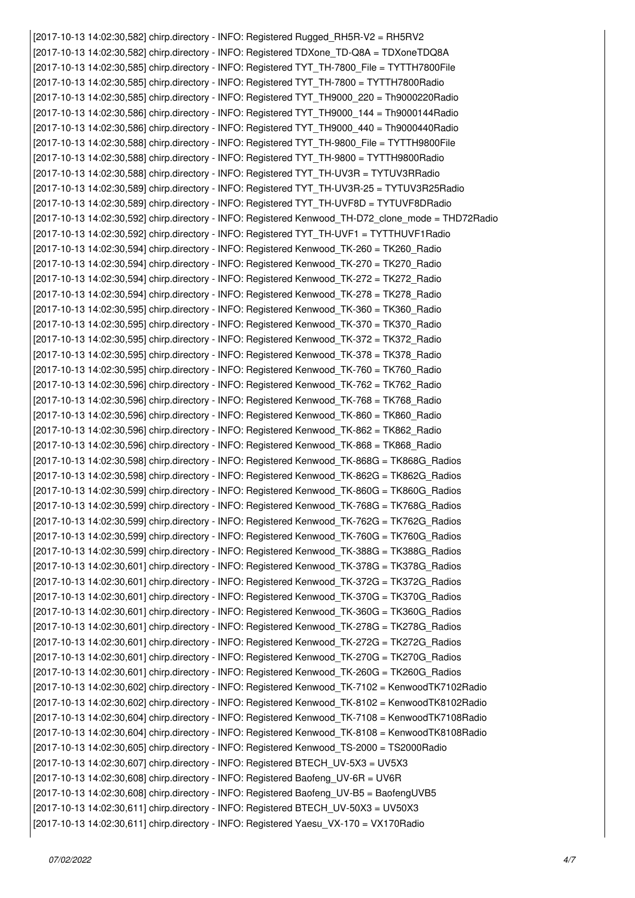```
[2017-10-13 14:02:30,582] chirp.directory - INFO: Registered Rugged_RH5R-V2 = RH5RV2
[2017-10-13 14:02:30,582] chirp.directory - INFO: Registered TDXone_TD-Q8A = TDXoneTDQ8A
[2017-10-13 14:02:30,585] chirp.directory - INFO: Registered TYT_TH-7800_File = TYTTH7800File
[2017-10-13 14:02:30,585] chirp.directory - INFO: Registered TYT_TH-7800 = TYTTH7800Radio
[2017-10-13 14:02:30,585] chirp.directory - INFO: Registered TYT_TH9000_220 = Th9000220Radio
[2017-10-13 14:02:30,586] chirp.directory - INFO: Registered TYT_TH9000_144 = Th9000144Radio
[2017-10-13 14:02:30,586] chirp.directory - INFO: Registered TYT_TH9000_440 = Th9000440Radio
[2017-10-13 14:02:30,588] chirp.directory - INFO: Registered TYT_TH-9800_File = TYTTH9800File
[2017-10-13 14:02:30,588] chirp.directory - INFO: Registered TYT_TH-9800 = TYTTH9800Radio
[2017-10-13 14:02:30,588] chirp.directory - INFO: Registered TYT_TH-UV3R = TYTUV3RRadio
[2017-10-13 14:02:30,589] chirp.directory - INFO: Registered TYT_TH-UV3R-25 = TYTUV3R25Radio
[2017-10-13 14:02:30,589] chirp.directory - INFO: Registered TYT_TH-UVF8D = TYTUVF8DRadio
[2017-10-13 14:02:30,592] chirp.directory - INFO: Registered Kenwood_TH-D72_clone_mode = THD72Radio
[2017-10-13 14:02:30,592] chirp.directory - INFO: Registered TYT_TH-UVF1 = TYTTHUVF1Radio
[2017-10-13 14:02:30,594] chirp.directory - INFO: Registered Kenwood_TK-260 = TK260_Radio
[2017-10-13 14:02:30,594] chirp.directory - INFO: Registered Kenwood_TK-270 = TK270_Radio
[2017-10-13 14:02:30,594] chirp.directory - INFO: Registered Kenwood_TK-272 = TK272_Radio
[2017-10-13 14:02:30,594] chirp.directory - INFO: Registered Kenwood_TK-278 = TK278_Radio
[2017-10-13 14:02:30,595] chirp.directory - INFO: Registered Kenwood_TK-360 = TK360_Radio
[2017-10-13 14:02:30,595] chirp.directory - INFO: Registered Kenwood_TK-370 = TK370_Radio
[2017-10-13 14:02:30,595] chirp.directory - INFO: Registered Kenwood_TK-372 = TK372_Radio
[2017-10-13 14:02:30,595] chirp.directory - INFO: Registered Kenwood_TK-378 = TK378_Radio
[2017-10-13 14:02:30,595] chirp.directory - INFO: Registered Kenwood_TK-760 = TK760_Radio
[2017-10-13 14:02:30,596] chirp.directory - INFO: Registered Kenwood_TK-762 = TK762_Radio
[2017-10-13 14:02:30,596] chirp.directory - INFO: Registered Kenwood_TK-768 = TK768_Radio
[2017-10-13 14:02:30,596] chirp.directory - INFO: Registered Kenwood_TK-860 = TK860_Radio
[2017-10-13 14:02:30,596] chirp.directory - INFO: Registered Kenwood_TK-862 = TK862_Radio
[2017-10-13 14:02:30,596] chirp.directory - INFO: Registered Kenwood_TK-868 = TK868_Radio
[2017-10-13 14:02:30,598] chirp.directory - INFO: Registered Kenwood_TK-868G = TK868G_Radios
[2017-10-13 14:02:30,598] chirp.directory - INFO: Registered Kenwood_TK-862G = TK862G_Radios
[2017-10-13 14:02:30,599] chirp.directory - INFO: Registered Kenwood_TK-860G = TK860G_Radios
[2017-10-13 14:02:30,599] chirp.directory - INFO: Registered Kenwood_TK-768G = TK768G_Radios
[2017-10-13 14:02:30,599] chirp.directory - INFO: Registered Kenwood_TK-762G = TK762G_Radios
[2017-10-13 14:02:30,599] chirp.directory - INFO: Registered Kenwood_TK-760G = TK760G_Radios
[2017-10-13 14:02:30,599] chirp.directory - INFO: Registered Kenwood_TK-388G = TK388G_Radios
[2017-10-13 14:02:30,601] chirp.directory - INFO: Registered Kenwood_TK-378G = TK378G_Radios
[2017-10-13 14:02:30,601] chirp.directory - INFO: Registered Kenwood_TK-372G = TK372G_Radios
[2017-10-13 14:02:30,601] chirp.directory - INFO: Registered Kenwood_TK-370G = TK370G_Radios
[2017-10-13 14:02:30,601] chirp.directory - INFO: Registered Kenwood_TK-360G = TK360G_Radios
[2017-10-13 14:02:30,601] chirp.directory - INFO: Registered Kenwood_TK-278G = TK278G_Radios
[2017-10-13 14:02:30,601] chirp.directory - INFO: Registered Kenwood_TK-272G = TK272G_Radios
[2017-10-13 14:02:30,601] chirp.directory - INFO: Registered Kenwood_TK-270G = TK270G_Radios
[2017-10-13 14:02:30,601] chirp.directory - INFO: Registered Kenwood_TK-260G = TK260G_Radios
[2017-10-13 14:02:30,602] chirp.directory - INFO: Registered Kenwood_TK-7102 = KenwoodTK7102Radio
[2017-10-13 14:02:30,602] chirp.directory - INFO: Registered Kenwood_TK-8102 = KenwoodTK8102Radio
[2017-10-13 14:02:30,604] chirp.directory - INFO: Registered Kenwood_TK-7108 = KenwoodTK7108Radio
[2017-10-13 14:02:30,604] chirp.directory - INFO: Registered Kenwood_TK-8108 = KenwoodTK8108Radio
[2017-10-13 14:02:30,605] chirp.directory - INFO: Registered Kenwood_TS-2000 = TS2000Radio
[2017-10-13 14:02:30,607] chirp.directory - INFO: Registered BTECH_UV-5X3 = UV5X3
[2017-10-13 14:02:30,608] chirp.directory - INFO: Registered Baofeng_UV-6R = UV6R
[2017-10-13 14:02:30,608] chirp.directory - INFO: Registered Baofeng_UV-B5 = BaofengUVB5
[2017-10-13 14:02:30,611] chirp.directory - INFO: Registered BTECH_UV-50X3 = UV50X3
[2017-10-13 14:02:30,611] chirp.directory - INFO: Registered Yaesu_VX-170 = VX170Radio
```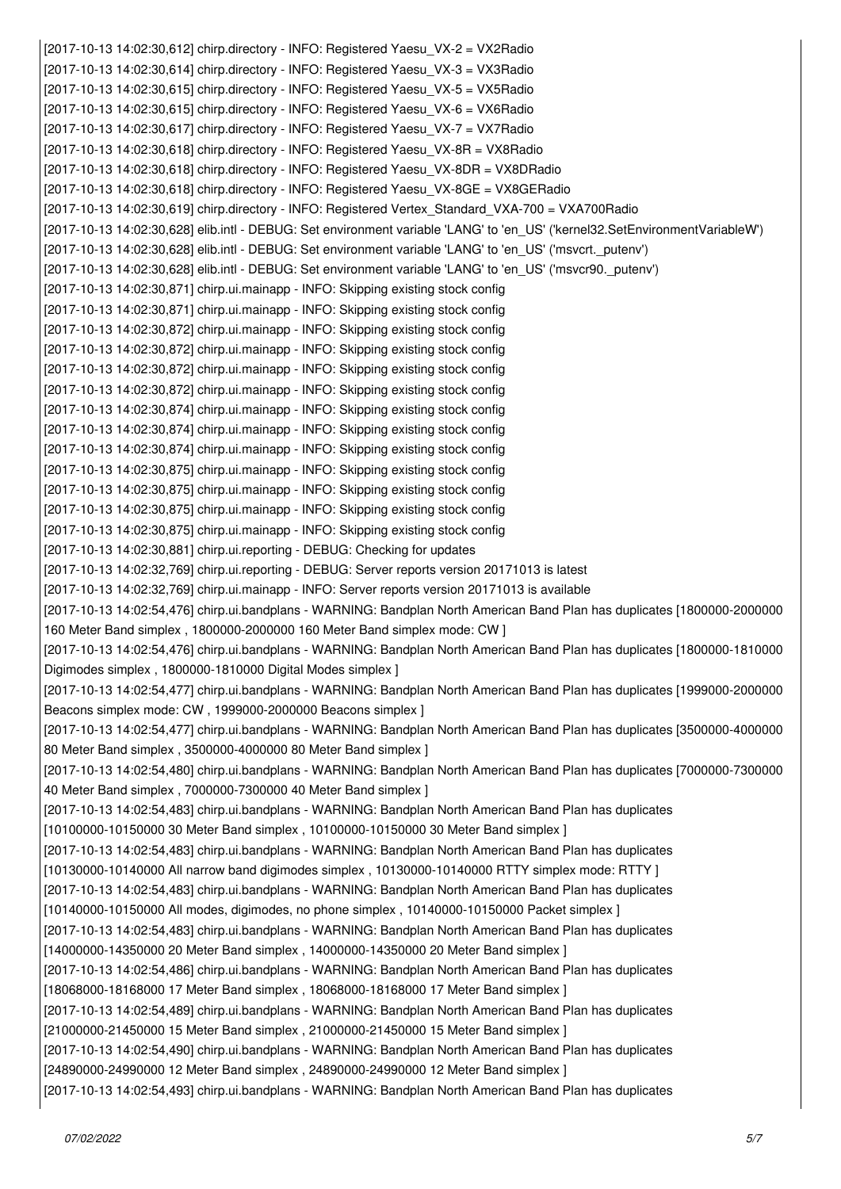```
[2017-10-13 14:02:30,612] chirp.directory - INFO: Registered Yaesu_VX-2 = VX2Radio
[2017-10-13 14:02:30,614] chirp.directory - INFO: Registered Yaesu_VX-3 = VX3Radio
[2017-10-13 14:02:30,615] chirp.directory - INFO: Registered Yaesu_VX-5 = VX5Radio
[2017-10-13 14:02:30,615] chirp.directory - INFO: Registered Yaesu_VX-6 = VX6Radio
[2017-10-13 14:02:30,617] chirp.directory - INFO: Registered Yaesu_VX-7 = VX7Radio
[2017-10-13 14:02:30,618] chirp.directory - INFO: Registered Yaesu_VX-8R = VX8Radio
[2017-10-13 14:02:30,618] chirp.directory - INFO: Registered Yaesu_VX-8DR = VX8DRadio
[2017-10-13 14:02:30,618] chirp.directory - INFO: Registered Yaesu_VX-8GE = VX8GERadio
[2017-10-13 14:02:30,619] chirp.directory - INFO: Registered Vertex_Standard_VXA-700 = VXA700Radio
[2017-10-13 14:02:30,628] elib.intl - DEBUG: Set environment variable 'LANG' to 'en_US' ('kernel32.SetEnvironmentVariableW')
[2017-10-13 14:02:30,628] elib.intl - DEBUG: Set environment variable 'LANG' to 'en_US' ('msvcrt._putenv')
[2017-10-13 14:02:30,628] elib.intl - DEBUG: Set environment variable 'LANG' to 'en_US' ('msvcr90._putenv')
[2017-10-13 14:02:30,871] chirp.ui.mainapp - INFO: Skipping existing stock config
[2017-10-13 14:02:30,871] chirp.ui.mainapp - INFO: Skipping existing stock config
[2017-10-13 14:02:30,872] chirp.ui.mainapp - INFO: Skipping existing stock config
[2017-10-13 14:02:30,872] chirp.ui.mainapp - INFO: Skipping existing stock config
[2017-10-13 14:02:30,872] chirp.ui.mainapp - INFO: Skipping existing stock config
[2017-10-13 14:02:30,872] chirp.ui.mainapp - INFO: Skipping existing stock config
[2017-10-13 14:02:30,874] chirp.ui.mainapp - INFO: Skipping existing stock config
[2017-10-13 14:02:30,874] chirp.ui.mainapp - INFO: Skipping existing stock config
[2017-10-13 14:02:30,874] chirp.ui.mainapp - INFO: Skipping existing stock config
[2017-10-13 14:02:30,875] chirp.ui.mainapp - INFO: Skipping existing stock config
[2017-10-13 14:02:30,875] chirp.ui.mainapp - INFO: Skipping existing stock config
[2017-10-13 14:02:30,875] chirp.ui.mainapp - INFO: Skipping existing stock config
[2017-10-13 14:02:30,875] chirp.ui.mainapp - INFO: Skipping existing stock config
[2017-10-13 14:02:30,881] chirp.ui.reporting - DEBUG: Checking for updates
[2017-10-13 14:02:32,769] chirp.ui.reporting - DEBUG: Server reports version 20171013 is latest
[2017-10-13 14:02:32,769] chirp.ui.mainapp - INFO: Server reports version 20171013 is available
[2017-10-13 14:02:54,476] chirp.ui.bandplans - WARNING: Bandplan North American Band Plan has duplicates [1800000-2000000 160 Meter Band simplex , 1800000-2000000 160 Meter Band simplex mode: CW ]
[2017-10-13 14:02:54,476] chirp.ui.bandplans - WARNING: Bandplan North American Band Plan has duplicates [1800000-1810000 Digimodes simplex , 1800000-1810000 Digital Modes simplex ]
[2017-10-13 14:02:54,477] chirp.ui.bandplans - WARNING: Bandplan North American Band Plan has duplicates [1999000-2000000 Beacons simplex mode: CW , 1999000-2000000 Beacons simplex ]
[2017-10-13 14:02:54,477] chirp.ui.bandplans - WARNING: Bandplan North American Band Plan has duplicates [3500000-4000000 80 Meter Band simplex , 3500000-4000000 80 Meter Band simplex ]
[2017-10-13 14:02:54,480] chirp.ui.bandplans - WARNING: Bandplan North American Band Plan has duplicates [7000000-7300000 40 Meter Band simplex , 7000000-7300000 40 Meter Band simplex ]
[2017-10-13 14:02:54,483] chirp.ui.bandplans - WARNING: Bandplan North American Band Plan has duplicates [10100000-10150000 30 Meter Band simplex , 10100000-10150000 30 Meter Band simplex ]
[2017-10-13 14:02:54,483] chirp.ui.bandplans - WARNING: Bandplan North American Band Plan has duplicates [10130000-10140000 All narrow band digimodes simplex , 10130000-10140000 RTTY simplex mode: RTTY ]
[2017-10-13 14:02:54,483] chirp.ui.bandplans - WARNING: Bandplan North American Band Plan has duplicates [10140000-10150000 All modes, digimodes, no phone simplex , 10140000-10150000 Packet simplex ]
[2017-10-13 14:02:54,483] chirp.ui.bandplans - WARNING: Bandplan North American Band Plan has duplicates [14000000-14350000 20 Meter Band simplex , 14000000-14350000 20 Meter Band simplex ]
[2017-10-13 14:02:54,486] chirp.ui.bandplans - WARNING: Bandplan North American Band Plan has duplicates [18068000-18168000 17 Meter Band simplex , 18068000-18168000 17 Meter Band simplex ]
[2017-10-13 14:02:54,489] chirp.ui.bandplans - WARNING: Bandplan North American Band Plan has duplicates [21000000-21450000 15 Meter Band simplex , 21000000-21450000 15 Meter Band simplex ]
[2017-10-13 14:02:54,490] chirp.ui.bandplans - WARNING: Bandplan North American Band Plan has duplicates [24890000-24990000 12 Meter Band simplex , 24890000-24990000 12 Meter Band simplex ]
[2017-10-13 14:02:54,493] chirp.ui.bandplans - WARNING: Bandplan North American Band Plan has duplicates
```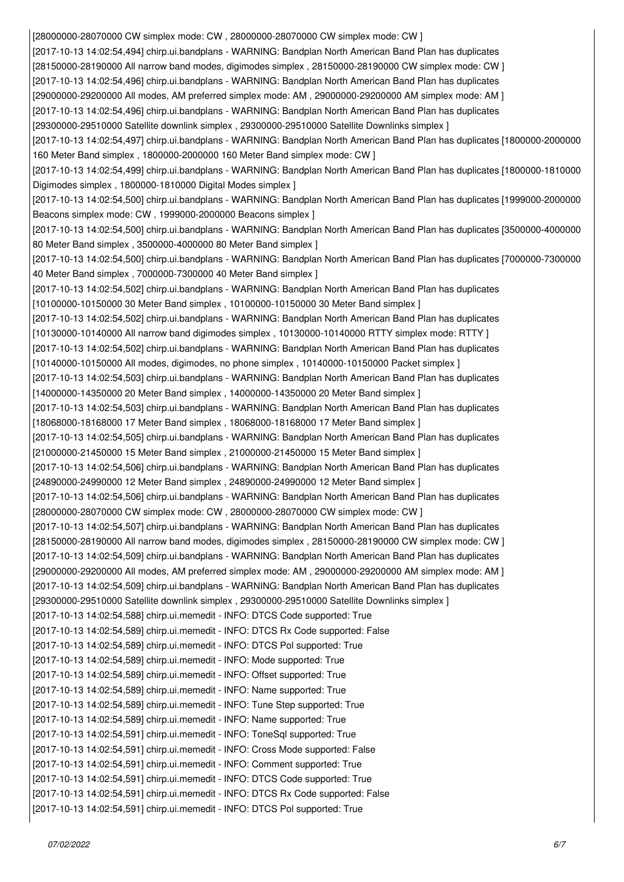```
[28000000-28070000 CW simplex mode: CW , 28000000-28070000 CW simplex mode: CW ]
[2017-10-13 14:02:54,494] chirp.ui.bandplans - WARNING: Bandplan North American Band Plan has duplicates
[28150000-28190000 All narrow band modes, digimodes simplex , 28150000-28190000 CW simplex mode: CW ]
[2017-10-13 14:02:54,496] chirp.ui.bandplans - WARNING: Bandplan North American Band Plan has duplicates
[29000000-29200000 All modes, AM preferred simplex mode: AM , 29000000-29200000 AM simplex mode: AM ]
[2017-10-13 14:02:54,496] chirp.ui.bandplans - WARNING: Bandplan North American Band Plan has duplicates
[29300000-29510000 Satellite downlink simplex , 29300000-29510000 Satellite Downlinks simplex ]
[2017-10-13 14:02:54,497] chirp.ui.bandplans - WARNING: Bandplan North American Band Plan has duplicates [1800000-2000000 160 Meter Band simplex , 1800000-2000000 160 Meter Band simplex mode: CW ]
[2017-10-13 14:02:54,499] chirp.ui.bandplans - WARNING: Bandplan North American Band Plan has duplicates [1800000-1810000 Digimodes simplex , 1800000-1810000 Digital Modes simplex ]
[2017-10-13 14:02:54,500] chirp.ui.bandplans - WARNING: Bandplan North American Band Plan has duplicates [1999000-2000000 Beacons simplex mode: CW , 1999000-2000000 Beacons simplex ]
[2017-10-13 14:02:54,500] chirp.ui.bandplans - WARNING: Bandplan North American Band Plan has duplicates [3500000-4000000 80 Meter Band simplex , 3500000-4000000 80 Meter Band simplex ]
[2017-10-13 14:02:54,500] chirp.ui.bandplans - WARNING: Bandplan North American Band Plan has duplicates [7000000-7300000 40 Meter Band simplex , 7000000-7300000 40 Meter Band simplex ]
[2017-10-13 14:02:54,502] chirp.ui.bandplans - WARNING: Bandplan North American Band Plan has duplicates
[10100000-10150000 30 Meter Band simplex , 10100000-10150000 30 Meter Band simplex ]
[2017-10-13 14:02:54,502] chirp.ui.bandplans - WARNING: Bandplan North American Band Plan has duplicates
[10130000-10140000 All narrow band digimodes simplex , 10130000-10140000 RTTY simplex mode: RTTY ]
[2017-10-13 14:02:54,502] chirp.ui.bandplans - WARNING: Bandplan North American Band Plan has duplicates
[10140000-10150000 All modes, digimodes, no phone simplex , 10140000-10150000 Packet simplex ]
[2017-10-13 14:02:54,503] chirp.ui.bandplans - WARNING: Bandplan North American Band Plan has duplicates
[14000000-14350000 20 Meter Band simplex , 14000000-14350000 20 Meter Band simplex ]
[2017-10-13 14:02:54,503] chirp.ui.bandplans - WARNING: Bandplan North American Band Plan has duplicates
[18068000-18168000 17 Meter Band simplex , 18068000-18168000 17 Meter Band simplex ]
[2017-10-13 14:02:54,505] chirp.ui.bandplans - WARNING: Bandplan North American Band Plan has duplicates
[21000000-21450000 15 Meter Band simplex , 21000000-21450000 15 Meter Band simplex ]
[2017-10-13 14:02:54,506] chirp.ui.bandplans - WARNING: Bandplan North American Band Plan has duplicates
[24890000-24990000 12 Meter Band simplex , 24890000-24990000 12 Meter Band simplex ]
[2017-10-13 14:02:54,506] chirp.ui.bandplans - WARNING: Bandplan North American Band Plan has duplicates
[28000000-28070000 CW simplex mode: CW , 28000000-28070000 CW simplex mode: CW ]
[2017-10-13 14:02:54,507] chirp.ui.bandplans - WARNING: Bandplan North American Band Plan has duplicates
[28150000-28190000 All narrow band modes, digimodes simplex , 28150000-28190000 CW simplex mode: CW ]
[2017-10-13 14:02:54,509] chirp.ui.bandplans - WARNING: Bandplan North American Band Plan has duplicates
[29000000-29200000 All modes, AM preferred simplex mode: AM , 29000000-29200000 AM simplex mode: AM ]
[2017-10-13 14:02:54,509] chirp.ui.bandplans - WARNING: Bandplan North American Band Plan has duplicates
[29300000-29510000 Satellite downlink simplex , 29300000-29510000 Satellite Downlinks simplex ]
[2017-10-13 14:02:54,588] chirp.ui.memedit - INFO: DTCS Code supported: True
[2017-10-13 14:02:54,589] chirp.ui.memedit - INFO: DTCS Rx Code supported: False
[2017-10-13 14:02:54,589] chirp.ui.memedit - INFO: DTCS Pol supported: True
[2017-10-13 14:02:54,589] chirp.ui.memedit - INFO: Mode supported: True
[2017-10-13 14:02:54,589] chirp.ui.memedit - INFO: Offset supported: True
[2017-10-13 14:02:54,589] chirp.ui.memedit - INFO: Name supported: True
[2017-10-13 14:02:54,589] chirp.ui.memedit - INFO: Tune Step supported: True
[2017-10-13 14:02:54,589] chirp.ui.memedit - INFO: Name supported: True
[2017-10-13 14:02:54,591] chirp.ui.memedit - INFO: ToneSql supported: True
[2017-10-13 14:02:54,591] chirp.ui.memedit - INFO: Cross Mode supported: False
[2017-10-13 14:02:54,591] chirp.ui.memedit - INFO: Comment supported: True
[2017-10-13 14:02:54,591] chirp.ui.memedit - INFO: DTCS Code supported: True
[2017-10-13 14:02:54,591] chirp.ui.memedit - INFO: DTCS Rx Code supported: False
[2017-10-13 14:02:54,591] chirp.ui.memedit - INFO: DTCS Pol supported: True
```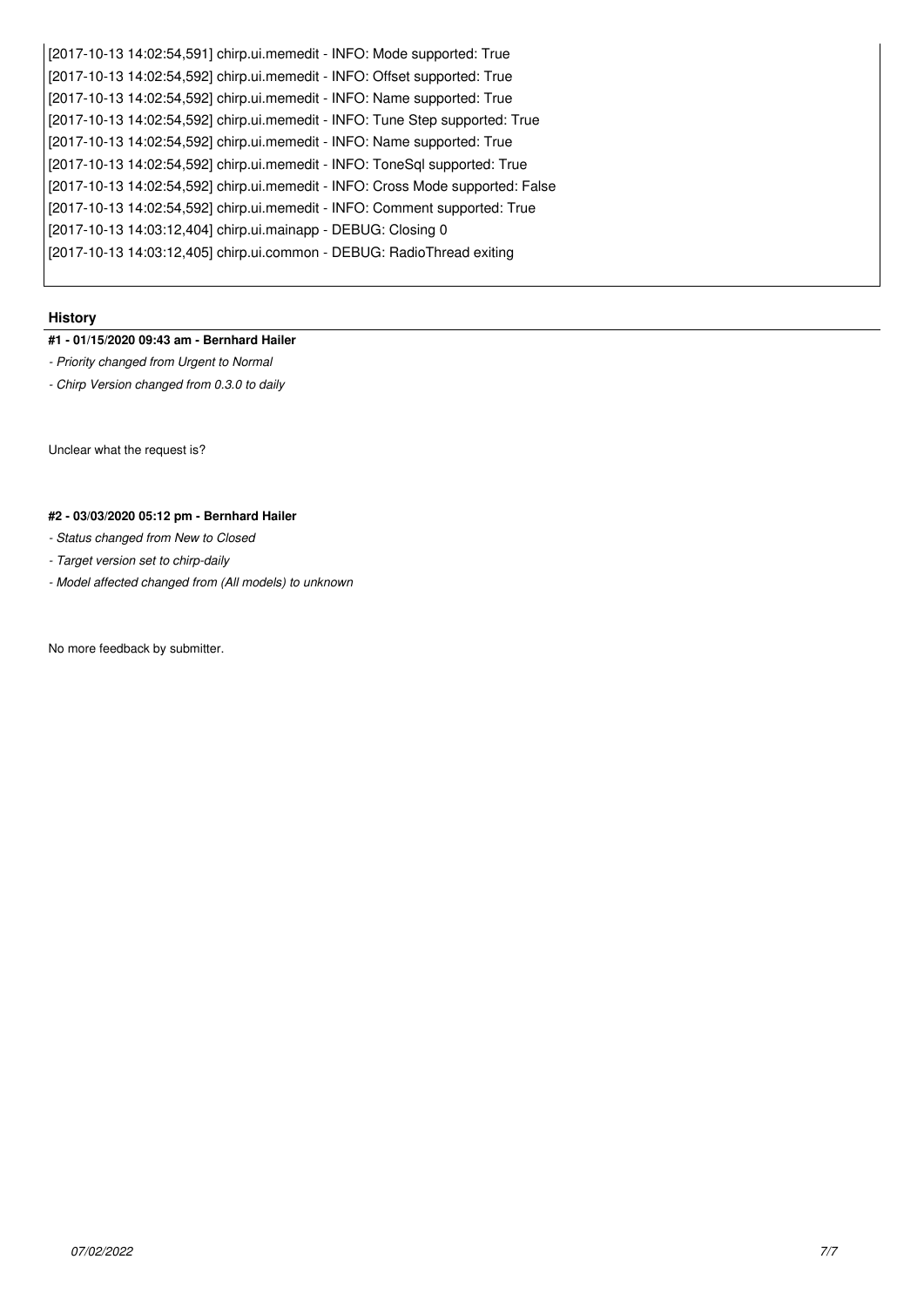```
[2017-10-13 14:02:54,591] chirp.ui.memedit - INFO: Mode supported: True
[2017-10-13 14:02:54,592] chirp.ui.memedit - INFO: Offset supported: True
[2017-10-13 14:02:54,592] chirp.ui.memedit - INFO: Name supported: True
[2017-10-13 14:02:54,592] chirp.ui.memedit - INFO: Tune Step supported: True
[2017-10-13 14:02:54,592] chirp.ui.memedit - INFO: Name supported: True
[2017-10-13 14:02:54,592] chirp.ui.memedit - INFO: ToneSql supported: True
[2017-10-13 14:02:54,592] chirp.ui.memedit - INFO: Cross Mode supported: False
[2017-10-13 14:02:54,592] chirp.ui.memedit - INFO: Comment supported: True
[2017-10-13 14:03:12,404] chirp.ui.mainapp - DEBUG: Closing 0
[2017-10-13 14:03:12,405] chirp.ui.common - DEBUG: RadioThread exiting
```

## History

### #1 - 01/15/2020 09:43 am - Bernhard Hailer

- *Priority changed from Urgent to Normal*
- *Chirp Version changed from 0.3.0 to daily*

Unclear what the request is?

### #2 - 03/03/2020 05:12 pm - Bernhard Hailer

- *Status changed from New to Closed*
- *Target version set to chirp-daily*
- *Model affected changed from (All models) to unknown*

No more feedback by submitter.